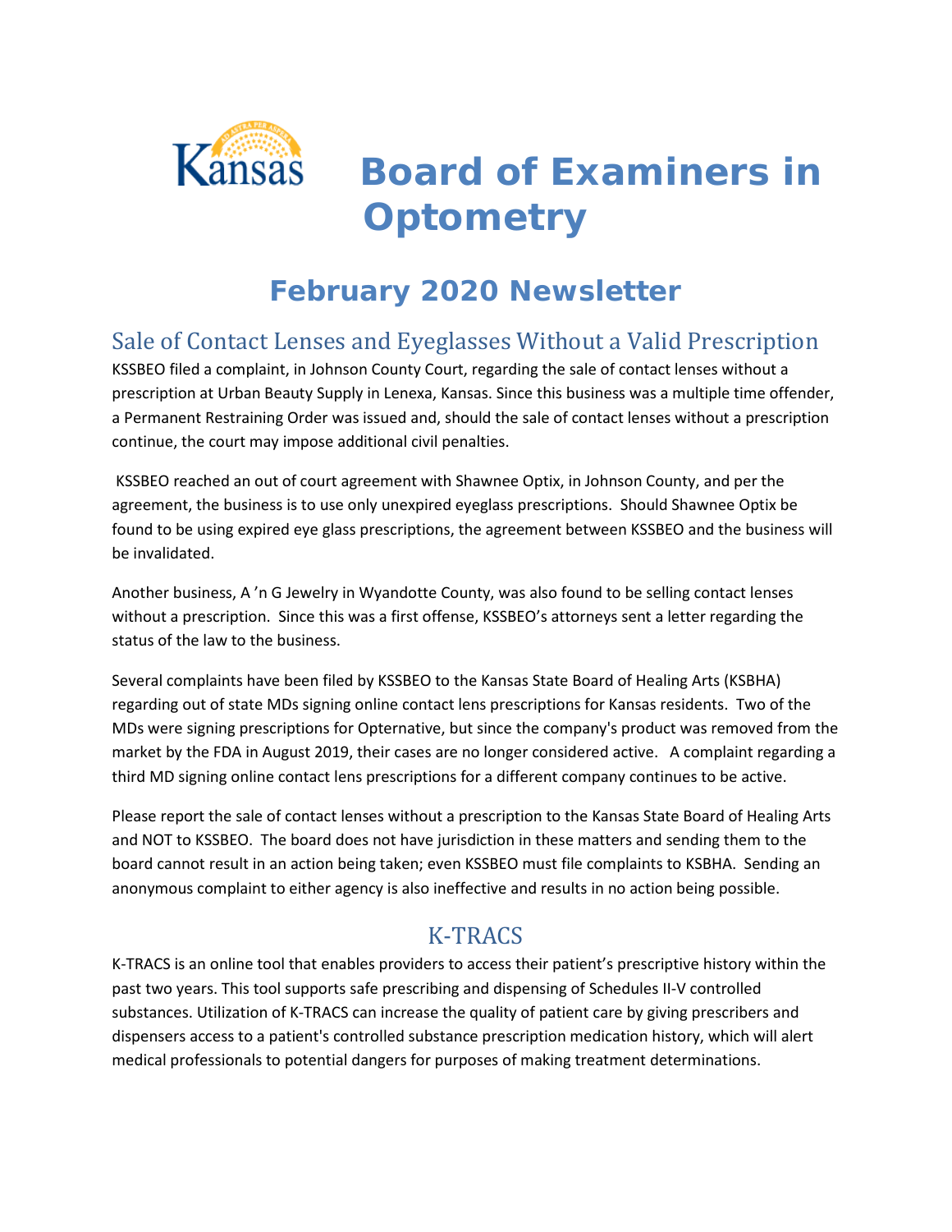# Board of Examiners in Optometry

## February 2020 Newsletter

### Sale of Contact Lenses and Eyeglasses Without a Valid Prescription

KSSBEO filed a complaint, in Johnson County Court, regarding the sale of contact lenses without a prescription at Urban Beauty Supply in Lenexa, Kansas. Since this business was a multiple time offender, a Permanent Restraining Order was issued and, should the sale of contact lenses without a prescription continue, the court may impose additional civil penalties.

KSSBEO reached an out of court agreement with Shawnee Optix, in Johnson County, and per the agreement, the business is to use only unexpired eyeglass prescriptions. Should Shawnee Optix be found to be using expired eye glass prescriptions, the agreement between KSSBEO and the business will be invalidated.

Another business, A 'n G Jewelry in Wyandotte County, was also found to be selling contact lenses without a prescription. Since this was a first offense, KSSBEO's attorneys sent a letter regarding the status of the law to the business.

Several complaints have been filed by KSSBEO to the Kansas State Board of Healing Arts (KSBHA) regarding out of state MDs signing online contact lens prescriptions for Kansas residents. Two of the MDs were signing prescriptions for Opternative, but since the company's product was removed from the market by the FDA in August 2019, their cases are no longer considered active. A complaint regarding a third MD signing online contact lens prescriptions for a different company continues to be active.

Please report the sale of contact lenses without a prescription to the Kansas State Board of Healing Arts and NOT to KSSBEO. The board does not have jurisdiction in these matters and sending them to the board cannot result in an action being taken; even KSSBEO must file complaints to KSBHA. Sending an anonymous complaint to either agency is also ineffective and results in no action being possible.

### K-TRACS

K-TRACS is an online tool that enables providers to access their patient's prescriptive history within the past two years. This tool supports safe prescribing and dispensing of Schedules II-V controlled substances. Utilization of K-TRACS can increase the quality of patient care by giving prescribers and dispensers access to a patient's controlled substance prescription medication history, which will alert medical professionals to potential dangers for purposes of making treatment determinations.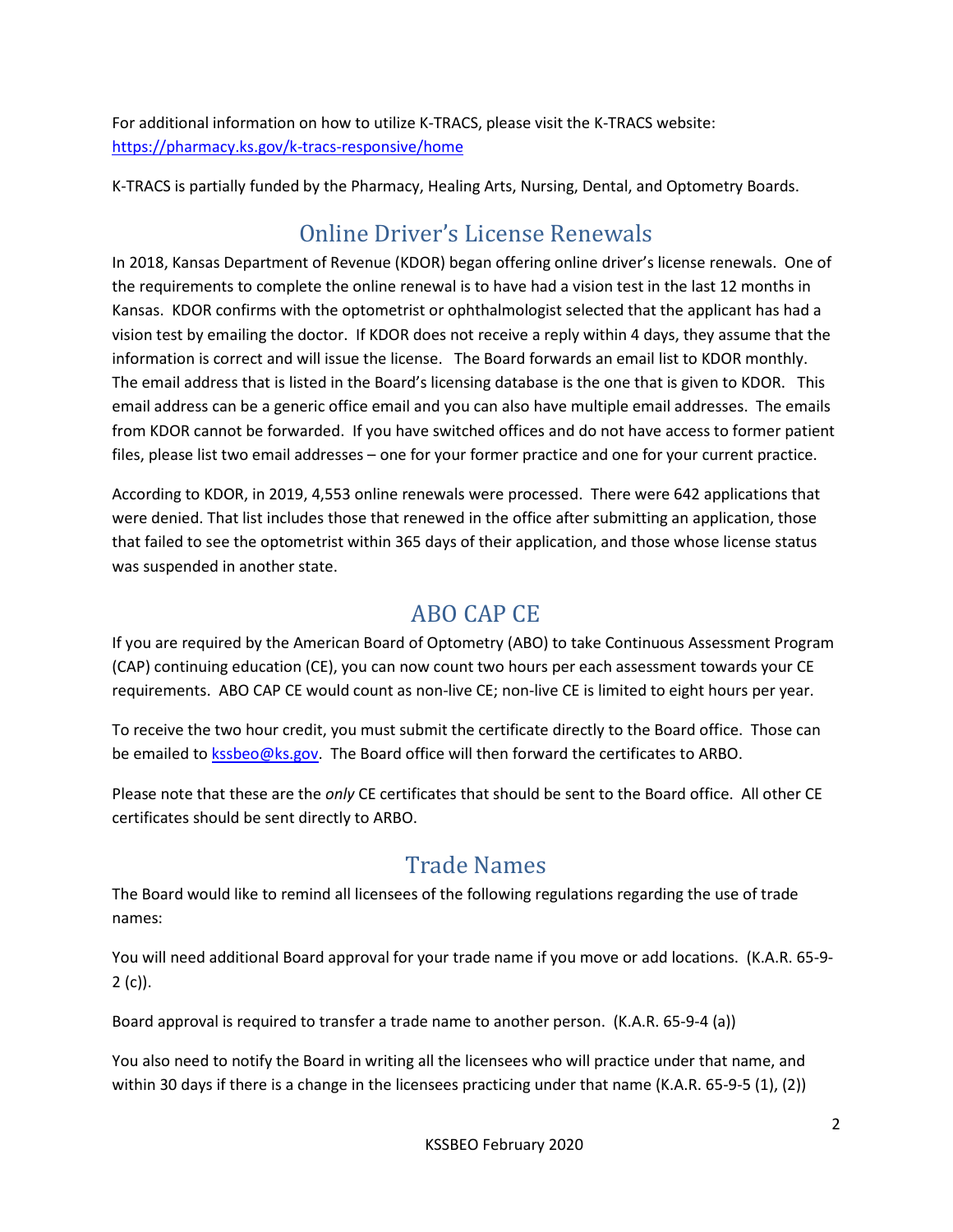For additional information on how to utilize K-TRACS, please visit the K-TRACS website: [https://pharmacy.ks.gov/k-tracs-responsive/home](https://pharmacy.ks.gov/k-tracs-responsive/home)

K-TRACS is partially funded by the Pharmacy, Healing Arts, Nursing, Dental, and Optometry Boards.

## Online Driver's License Renewals

In 2018, Kansas Department of Revenue (KDOR) began offering online driver's license renewals. One of the requirements to complete the online renewal is to have had a vision test in the last 12 months in Kansas. KDOR confirms with the optometrist or ophthalmologist selected that the applicant has had a vision test by emailing the doctor. If KDOR does not receive a reply within 4 days, they assume that the information is correct and will issue the license. The Board forwards an email list to KDOR monthly. The email address that is listed in the Board's licensing database is the one that is given to KDOR. This email address can be a generic office email and you can also have multiple email addresses. The emails from KDOR cannot be forwarded. If you have switched offices and do not have access to former patient files, please list two email addresses – one for your former practice and one for your current practice.

According to KDOR, in 2019, 4,553 online renewals were processed. There were 642 applications that were denied. That list includes those that renewed in the office after submitting an application, those that failed to see the optometrist within 365 days of their application, and those whose license status was suspended in another state.

## ABO CAP CE

If you are required by the American Board of Optometry (ABO) to take Continuous Assessment Program (CAP) continuing education (CE), you can now count two hours per each assessment towards your CE requirements. ABO CAP CE would count as non-live CE; non-live CE is limited to eight hours per year.

To receive the two hour credit, you must submit the certificate directly to the Board office. Those can be emailed to [kssbeo@ks.gov](mailto:kssbeo@ks.gov). The Board office will then forward the certificates to ARBO.

Please note that these are the *only* CE certificates that should be sent to the Board office. All other CE certificates should be sent directly to ARBO.

## Trade Names

The Board would like to remind all licensees of the following regulations regarding the use of trade names:

You will need additional Board approval for your trade name if you move or add locations. (K.A.R. 65-9-2 (c)).

Board approval is required to transfer a trade name to another person. (K.A.R. 65-9-4 (a))

You also need to notify the Board in writing all the licensees who will practice under that name, and within 30 days if there is a change in the licensees practicing under that name (K.A.R. 65-9-5 (1), (2))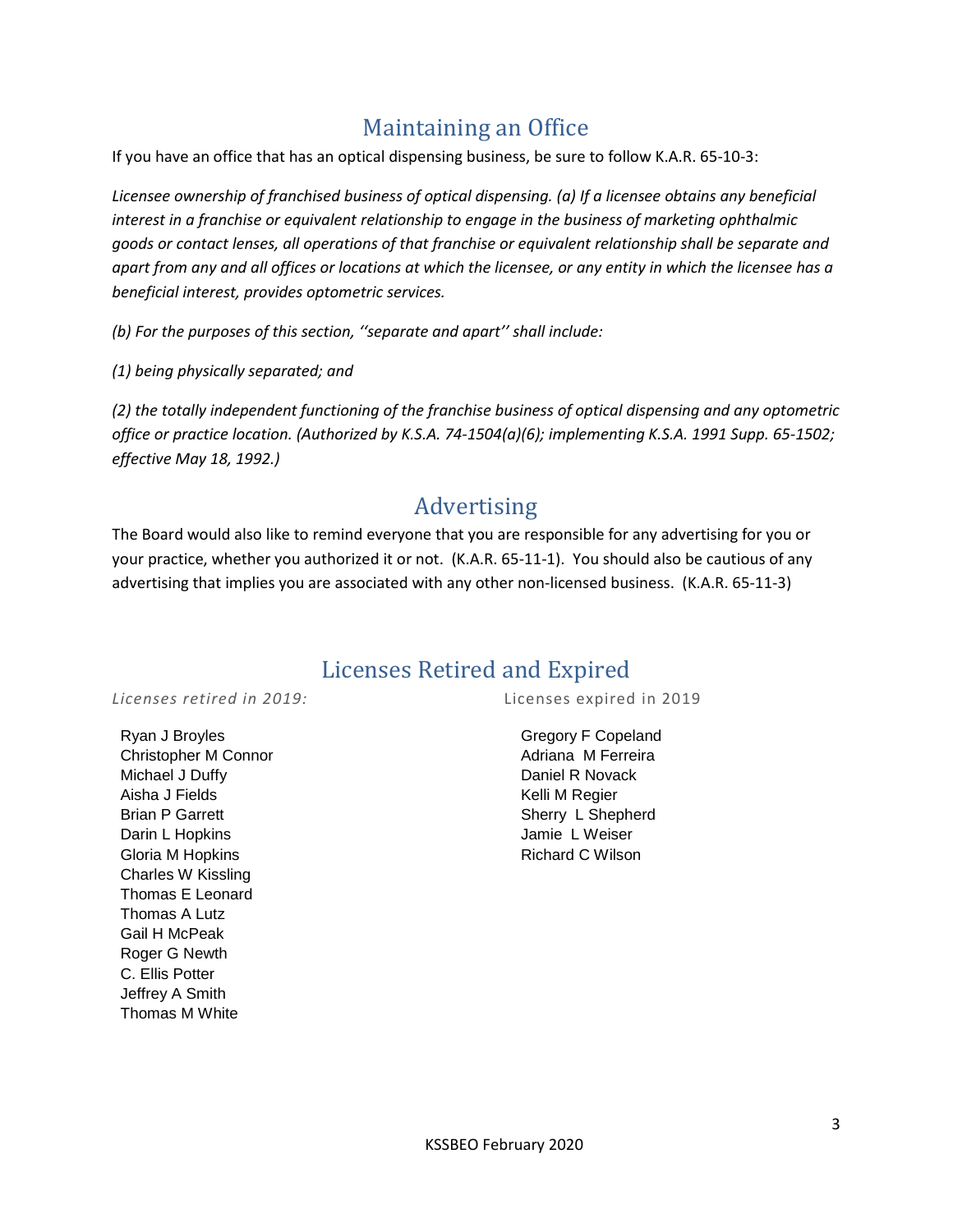## Maintaining an Office

If you have an office that has an optical dispensing business, be sure to follow K.A.R. 65-10-3:

*Licensee ownership of franchised business of optical dispensing. (a) If a licensee obtains any beneficial interest in a franchise or equivalent relationship to engage in the business of marketing ophthalmic goods or contact lenses, all operations of that franchise or equivalent relationship shall be separate and apart from any and all offices or locations at which the licensee, or any entity in which the licensee has a beneficial interest, provides optometric services.*

*(b) For the purposes of this section, ''separate and apart'' shall include:*

*(1) being physically separated; and*

*(2) the totally independent functioning of the franchise business of optical dispensing and any optometric office or practice location. (Authorized by K.S.A. 74-1504(a)(6); implementing K.S.A. 1991 Supp. 65-1502; effective May 18, 1992.)*

## Advertising

The Board would also like to remind everyone that you are responsible for any advertising for you or your practice, whether you authorized it or not. (K.A.R. 65-11-1). You should also be cautious of any advertising that implies you are associated with any other non-licensed business. (K.A.R. 65-11-3)

## Licenses Retired and Expired

*Licenses retired in 2019:*

Ryan J Broyles
Christopher M Connor
Michael J Duffy
Aisha J Fields
Brian P Garrett
Darin L Hopkins
Gloria M Hopkins
Charles W Kissling
Thomas E Leonard
Thomas A Lutz
Gail H McPeak
Roger G Newth
C. Ellis Potter
Jeffrey A Smith
Thomas M White

Licenses expired in 2019

Gregory F Copeland
Adriana M Ferreira
Daniel R Novack
Kelli M Regier
Sherry L Shepherd
Jamie L Weiser
Richard C Wilson